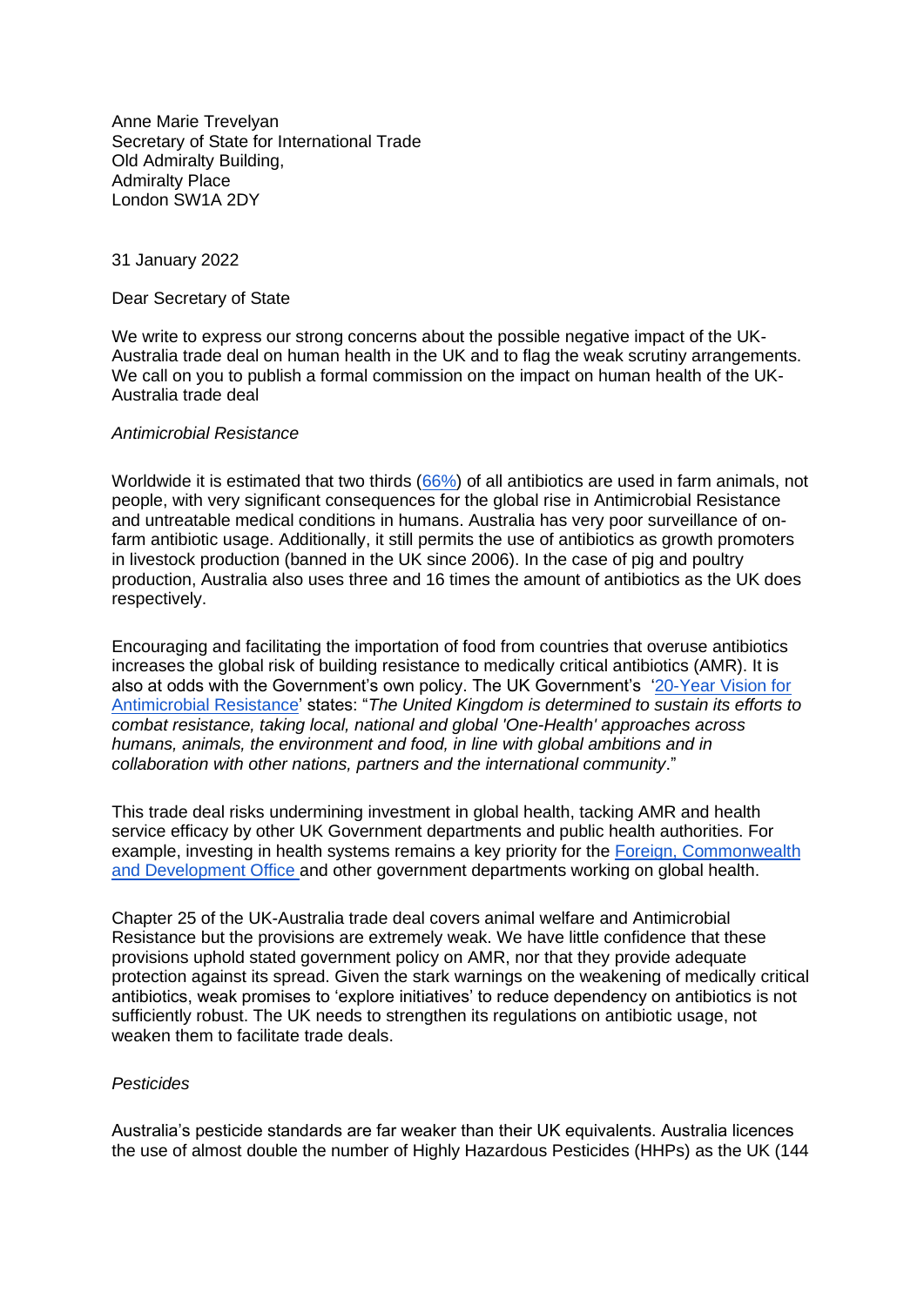Anne Marie Trevelyan
Secretary of State for International Trade
Old Admiralty Building,
Admiralty Place
London SW1A 2DY

31 January 2022

Dear Secretary of State

We write to express our strong concerns about the possible negative impact of the UK-Australia trade deal on human health in the UK and to flag the weak scrutiny arrangements. We call on you to publish a formal commission on the impact on human health of the UK-Australia trade deal

*Antimicrobial Resistance*

Worldwide it is estimated that two thirds (66%) of all antibiotics are used in farm animals, not people, with very significant consequences for the global rise in Antimicrobial Resistance and untreatable medical conditions in humans. Australia has very poor surveillance of on-farm antibiotic usage. Additionally, it still permits the use of antibiotics as growth promoters in livestock production (banned in the UK since 2006). In the case of pig and poultry production, Australia also uses three and 16 times the amount of antibiotics as the UK does respectively.

Encouraging and facilitating the importation of food from countries that overuse antibiotics increases the global risk of building resistance to medically critical antibiotics (AMR). It is also at odds with the Government's own policy. The UK Government's '20-Year Vision for Antimicrobial Resistance' states: "*The United Kingdom is determined to sustain its efforts to combat resistance, taking local, national and global 'One-Health' approaches across humans, animals, the environment and food, in line with global ambitions and in collaboration with other nations, partners and the international community*."

This trade deal risks undermining investment in global health, tacking AMR and health service efficacy by other UK Government departments and public health authorities. For example, investing in health systems remains a key priority for the Foreign, Commonwealth and Development Office and other government departments working on global health.

Chapter 25 of the UK-Australia trade deal covers animal welfare and Antimicrobial Resistance but the provisions are extremely weak. We have little confidence that these provisions uphold stated government policy on AMR, nor that they provide adequate protection against its spread. Given the stark warnings on the weakening of medically critical antibiotics, weak promises to 'explore initiatives' to reduce dependency on antibiotics is not sufficiently robust. The UK needs to strengthen its regulations on antibiotic usage, not weaken them to facilitate trade deals.

*Pesticides*

Australia's pesticide standards are far weaker than their UK equivalents. Australia licences the use of almost double the number of Highly Hazardous Pesticides (HHPs) as the UK (144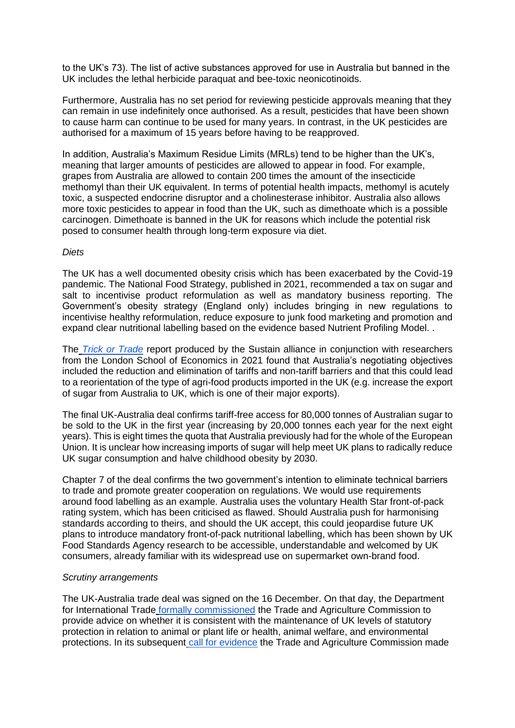to the UK's 73). The list of active substances approved for use in Australia but banned in the UK includes the lethal herbicide paraquat and bee-toxic neonicotinoids.

Furthermore, Australia has no set period for reviewing pesticide approvals meaning that they can remain in use indefinitely once authorised. As a result, pesticides that have been shown to cause harm can continue to be used for many years. In contrast, in the UK pesticides are authorised for a maximum of 15 years before having to be reapproved.

In addition, Australia's Maximum Residue Limits (MRLs) tend to be higher than the UK's, meaning that larger amounts of pesticides are allowed to appear in food. For example, grapes from Australia are allowed to contain 200 times the amount of the insecticide methomyl than their UK equivalent. In terms of potential health impacts, methomyl is acutely toxic, a suspected endocrine disruptor and a cholinesterase inhibitor. Australia also allows more toxic pesticides to appear in food than the UK, such as dimethoate which is a possible carcinogen. Dimethoate is banned in the UK for reasons which include the potential risk posed to consumer health through long-term exposure via diet.

*Diets*

The UK has a well documented obesity crisis which has been exacerbated by the Covid-19 pandemic. The National Food Strategy, published in 2021, recommended a tax on sugar and salt to incentivise product reformulation as well as mandatory business reporting. The Government's obesity strategy (England only) includes bringing in new regulations to incentivise healthy reformulation, reduce exposure to junk food marketing and promotion and expand clear nutritional labelling based on the evidence based Nutrient Profiling Model. .

The *Trick or Trade* report produced by the Sustain alliance in conjunction with researchers from the London School of Economics in 2021 found that Australia's negotiating objectives included the reduction and elimination of tariffs and non-tariff barriers and that this could lead to a reorientation of the type of agri-food products imported in the UK (e.g. increase the export of sugar from Australia to UK, which is one of their major exports).

The final UK-Australia deal confirms tariff-free access for 80,000 tonnes of Australian sugar to be sold to the UK in the first year (increasing by 20,000 tonnes each year for the next eight years). This is eight times the quota that Australia previously had for the whole of the European Union. It is unclear how increasing imports of sugar will help meet UK plans to radically reduce UK sugar consumption and halve childhood obesity by 2030.

Chapter 7 of the deal confirms the two government's intention to eliminate technical barriers to trade and promote greater cooperation on regulations. We would use requirements around food labelling as an example. Australia uses the voluntary Health Star front-of-pack rating system, which has been criticised as flawed. Should Australia push for harmonising standards according to theirs, and should the UK accept, this could jeopardise future UK plans to introduce mandatory front-of-pack nutritional labelling, which has been shown by UK Food Standards Agency research to be accessible, understandable and welcomed by UK consumers, already familiar with its widespread use on supermarket own-brand food.

*Scrutiny arrangements*

The UK-Australia trade deal was signed on the 16 December. On that day, the Department for International Trade formally commissioned the Trade and Agriculture Commission to provide advice on whether it is consistent with the maintenance of UK levels of statutory protection in relation to animal or plant life or health, animal welfare, and environmental protections. In its subsequent call for evidence the Trade and Agriculture Commission made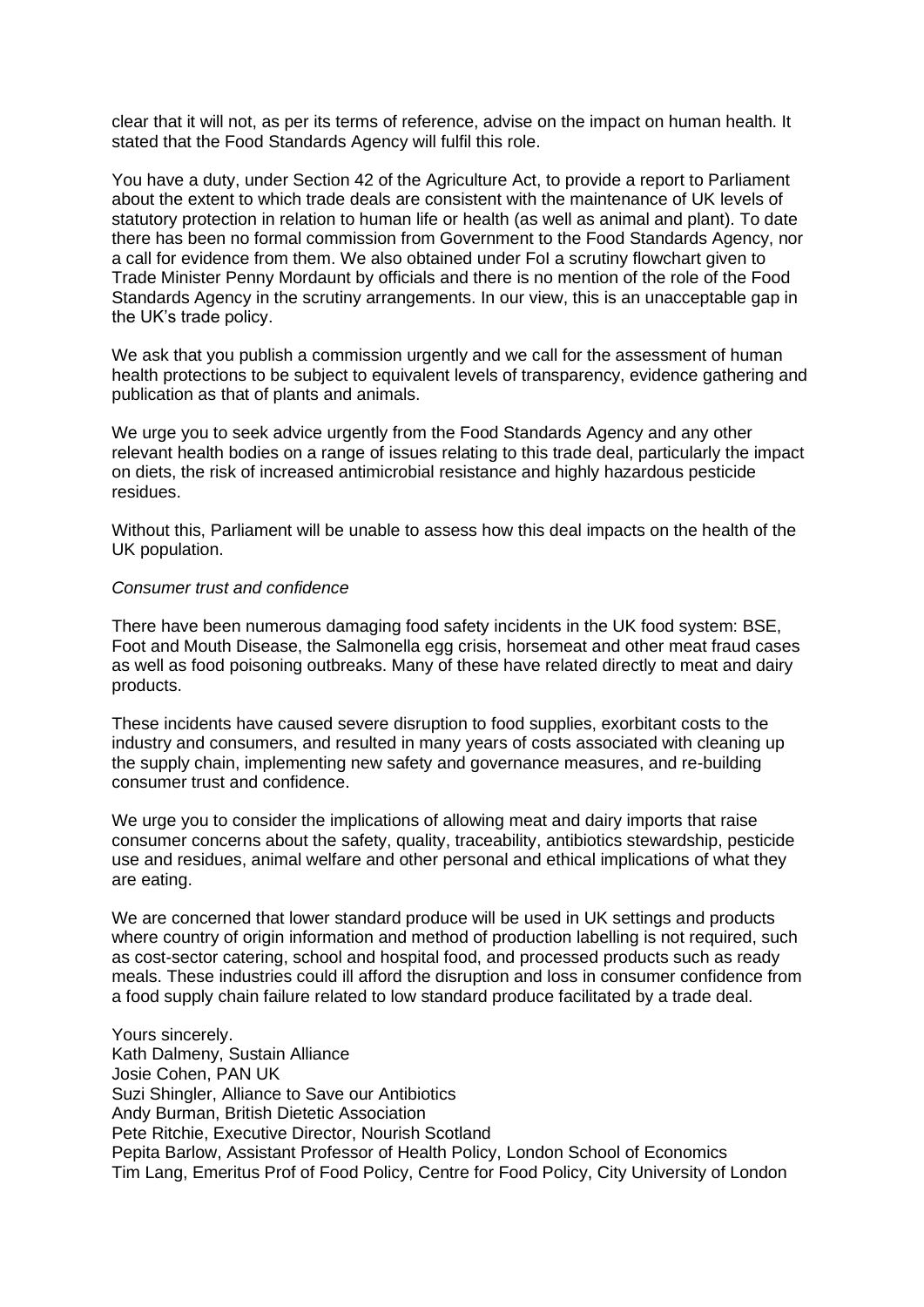clear that it will not, as per its terms of reference, advise on the impact on human health. It stated that the Food Standards Agency will fulfil this role.

You have a duty, under Section 42 of the Agriculture Act, to provide a report to Parliament about the extent to which trade deals are consistent with the maintenance of UK levels of statutory protection in relation to human life or health (as well as animal and plant). To date there has been no formal commission from Government to the Food Standards Agency, nor a call for evidence from them. We also obtained under FoI a scrutiny flowchart given to Trade Minister Penny Mordaunt by officials and there is no mention of the role of the Food Standards Agency in the scrutiny arrangements. In our view, this is an unacceptable gap in the UK's trade policy.

We ask that you publish a commission urgently and we call for the assessment of human health protections to be subject to equivalent levels of transparency, evidence gathering and publication as that of plants and animals.

We urge you to seek advice urgently from the Food Standards Agency and any other relevant health bodies on a range of issues relating to this trade deal, particularly the impact on diets, the risk of increased antimicrobial resistance and highly hazardous pesticide residues.

Without this, Parliament will be unable to assess how this deal impacts on the health of the UK population.

*Consumer trust and confidence*

There have been numerous damaging food safety incidents in the UK food system: BSE, Foot and Mouth Disease, the Salmonella egg crisis, horsemeat and other meat fraud cases as well as food poisoning outbreaks. Many of these have related directly to meat and dairy products.

These incidents have caused severe disruption to food supplies, exorbitant costs to the industry and consumers, and resulted in many years of costs associated with cleaning up the supply chain, implementing new safety and governance measures, and re-building consumer trust and confidence.

We urge you to consider the implications of allowing meat and dairy imports that raise consumer concerns about the safety, quality, traceability, antibiotics stewardship, pesticide use and residues, animal welfare and other personal and ethical implications of what they are eating.

We are concerned that lower standard produce will be used in UK settings and products where country of origin information and method of production labelling is not required, such as cost-sector catering, school and hospital food, and processed products such as ready meals. These industries could ill afford the disruption and loss in consumer confidence from a food supply chain failure related to low standard produce facilitated by a trade deal.

Yours sincerely.
Kath Dalmeny, Sustain Alliance
Josie Cohen, PAN UK
Suzi Shingler, Alliance to Save our Antibiotics
Andy Burman, British Dietetic Association
Pete Ritchie, Executive Director, Nourish Scotland
Pepita Barlow, Assistant Professor of Health Policy, London School of Economics
Tim Lang, Emeritus Prof of Food Policy, Centre for Food Policy, City University of London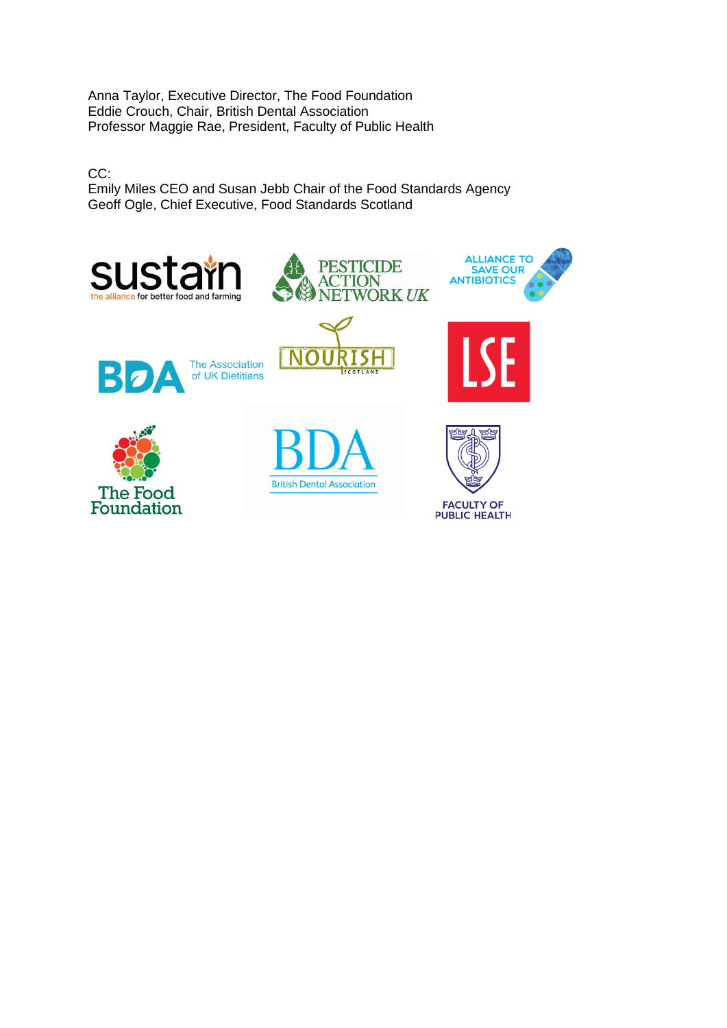Anna Taylor, Executive Director, The Food Foundation
Eddie Crouch, Chair, British Dental Association
Professor Maggie Rae, President, Faculty of Public Health

CC:
Emily Miles CEO and Susan Jebb Chair of the Food Standards Agency
Geoff Ogle, Chief Executive, Food Standards Scotland